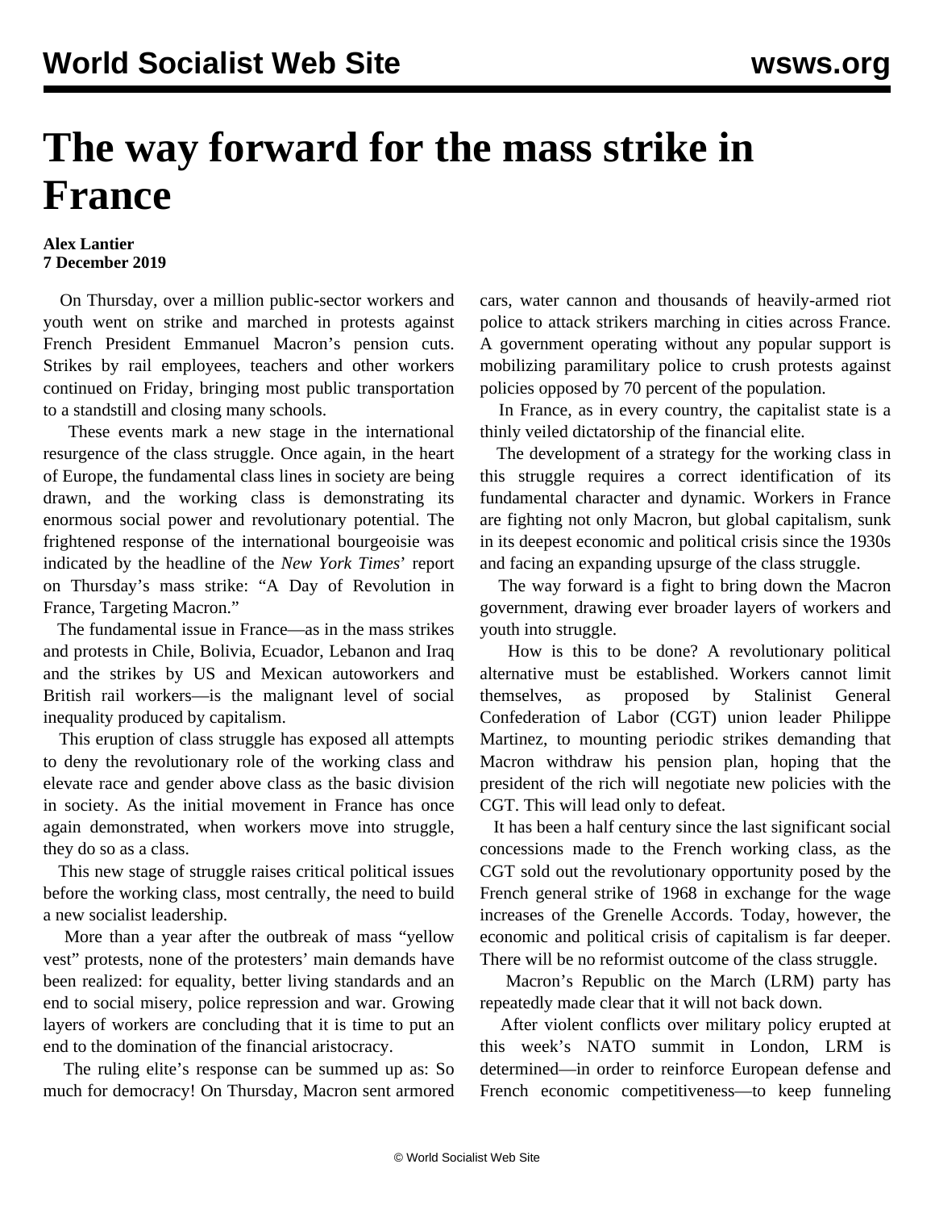# The way forward for the mass strike in France

**Alex Lantier**
**7 December 2019**

On Thursday, over a million public-sector workers and youth went on strike and marched in protests against French President Emmanuel Macron's pension cuts. Strikes by rail employees, teachers and other workers continued on Friday, bringing most public transportation to a standstill and closing many schools.

These events mark a new stage in the international resurgence of the class struggle. Once again, in the heart of Europe, the fundamental class lines in society are being drawn, and the working class is demonstrating its enormous social power and revolutionary potential. The frightened response of the international bourgeoisie was indicated by the headline of the *New York Times*' report on Thursday's mass strike: "A Day of Revolution in France, Targeting Macron."

The fundamental issue in France—as in the mass strikes and protests in Chile, Bolivia, Ecuador, Lebanon and Iraq and the strikes by US and Mexican autoworkers and British rail workers—is the malignant level of social inequality produced by capitalism.

This eruption of class struggle has exposed all attempts to deny the revolutionary role of the working class and elevate race and gender above class as the basic division in society. As the initial movement in France has once again demonstrated, when workers move into struggle, they do so as a class.

This new stage of struggle raises critical political issues before the working class, most centrally, the need to build a new socialist leadership.

More than a year after the outbreak of mass "yellow vest" protests, none of the protesters' main demands have been realized: for equality, better living standards and an end to social misery, police repression and war. Growing layers of workers are concluding that it is time to put an end to the domination of the financial aristocracy.

The ruling elite's response can be summed up as: So much for democracy! On Thursday, Macron sent armored cars, water cannon and thousands of heavily-armed riot police to attack strikers marching in cities across France. A government operating without any popular support is mobilizing paramilitary police to crush protests against policies opposed by 70 percent of the population.

In France, as in every country, the capitalist state is a thinly veiled dictatorship of the financial elite.

The development of a strategy for the working class in this struggle requires a correct identification of its fundamental character and dynamic. Workers in France are fighting not only Macron, but global capitalism, sunk in its deepest economic and political crisis since the 1930s and facing an expanding upsurge of the class struggle.

The way forward is a fight to bring down the Macron government, drawing ever broader layers of workers and youth into struggle.

How is this to be done? A revolutionary political alternative must be established. Workers cannot limit themselves, as proposed by Stalinist General Confederation of Labor (CGT) union leader Philippe Martinez, to mounting periodic strikes demanding that Macron withdraw his pension plan, hoping that the president of the rich will negotiate new policies with the CGT. This will lead only to defeat.

It has been a half century since the last significant social concessions made to the French working class, as the CGT sold out the revolutionary opportunity posed by the French general strike of 1968 in exchange for the wage increases of the Grenelle Accords. Today, however, the economic and political crisis of capitalism is far deeper. There will be no reformist outcome of the class struggle.

Macron's Republic on the March (LRM) party has repeatedly made clear that it will not back down.

After violent conflicts over military policy erupted at this week's NATO summit in London, LRM is determined—in order to reinforce European defense and French economic competitiveness—to keep funneling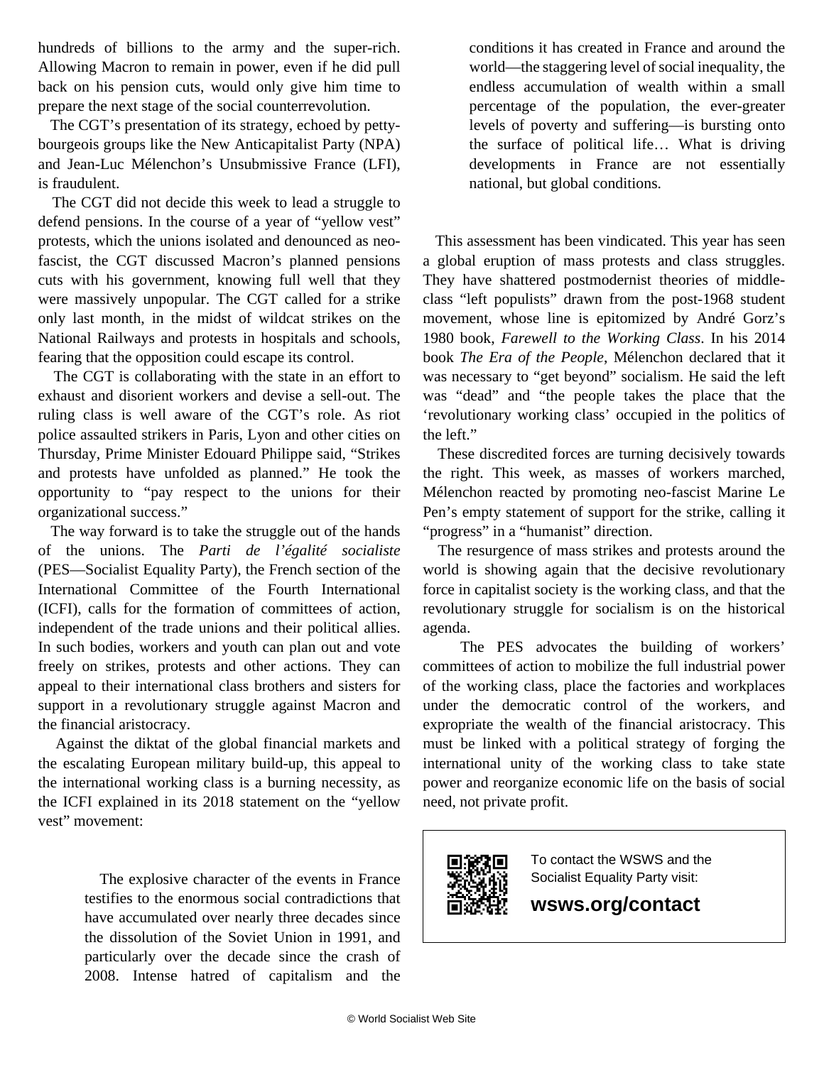hundreds of billions to the army and the super-rich. Allowing Macron to remain in power, even if he did pull back on his pension cuts, would only give him time to prepare the next stage of the social counterrevolution.

The CGT's presentation of its strategy, echoed by petty-bourgeois groups like the New Anticapitalist Party (NPA) and Jean-Luc Mélenchon's Unsubmissive France (LFI), is fraudulent.

The CGT did not decide this week to lead a struggle to defend pensions. In the course of a year of "yellow vest" protests, which the unions isolated and denounced as neo-fascist, the CGT discussed Macron's planned pensions cuts with his government, knowing full well that they were massively unpopular. The CGT called for a strike only last month, in the midst of wildcat strikes on the National Railways and protests in hospitals and schools, fearing that the opposition could escape its control.

The CGT is collaborating with the state in an effort to exhaust and disorient workers and devise a sell-out. The ruling class is well aware of the CGT's role. As riot police assaulted strikers in Paris, Lyon and other cities on Thursday, Prime Minister Edouard Philippe said, "Strikes and protests have unfolded as planned." He took the opportunity to "pay respect to the unions for their organizational success."

The way forward is to take the struggle out of the hands of the unions. The *Parti de l'égalité socialiste* (PES—Socialist Equality Party), the French section of the International Committee of the Fourth International (ICFI), calls for the formation of committees of action, independent of the trade unions and their political allies. In such bodies, workers and youth can plan out and vote freely on strikes, protests and other actions. They can appeal to their international class brothers and sisters for support in a revolutionary struggle against Macron and the financial aristocracy.

Against the diktat of the global financial markets and the escalating European military build-up, this appeal to the international working class is a burning necessity, as the ICFI explained in its 2018 statement on the "yellow vest" movement:

> The explosive character of the events in France testifies to the enormous social contradictions that have accumulated over nearly three decades since the dissolution of the Soviet Union in 1991, and particularly over the decade since the crash of 2008. Intense hatred of capitalism and the conditions it has created in France and around the world—the staggering level of social inequality, the endless accumulation of wealth within a small percentage of the population, the ever-greater levels of poverty and suffering—is bursting onto the surface of political life… What is driving developments in France are not essentially national, but global conditions.

This assessment has been vindicated. This year has seen a global eruption of mass protests and class struggles. They have shattered postmodernist theories of middle-class "left populists" drawn from the post-1968 student movement, whose line is epitomized by André Gorz's 1980 book, *Farewell to the Working Class*. In his 2014 book *The Era of the People*, Mélenchon declared that it was necessary to "get beyond" socialism. He said the left was "dead" and "the people takes the place that the 'revolutionary working class' occupied in the politics of the left."

These discredited forces are turning decisively towards the right. This week, as masses of workers marched, Mélenchon reacted by promoting neo-fascist Marine Le Pen's empty statement of support for the strike, calling it "progress" in a "humanist" direction.

The resurgence of mass strikes and protests around the world is showing again that the decisive revolutionary force in capitalist society is the working class, and that the revolutionary struggle for socialism is on the historical agenda.

The PES advocates the building of workers' committees of action to mobilize the full industrial power of the working class, place the factories and workplaces under the democratic control of the workers, and expropriate the wealth of the financial aristocracy. This must be linked with a political strategy of forging the international unity of the working class to take state power and reorganize economic life on the basis of social need, not private profit.

To contact the WSWS and the Socialist Equality Party visit:

**wsws.org/contact**